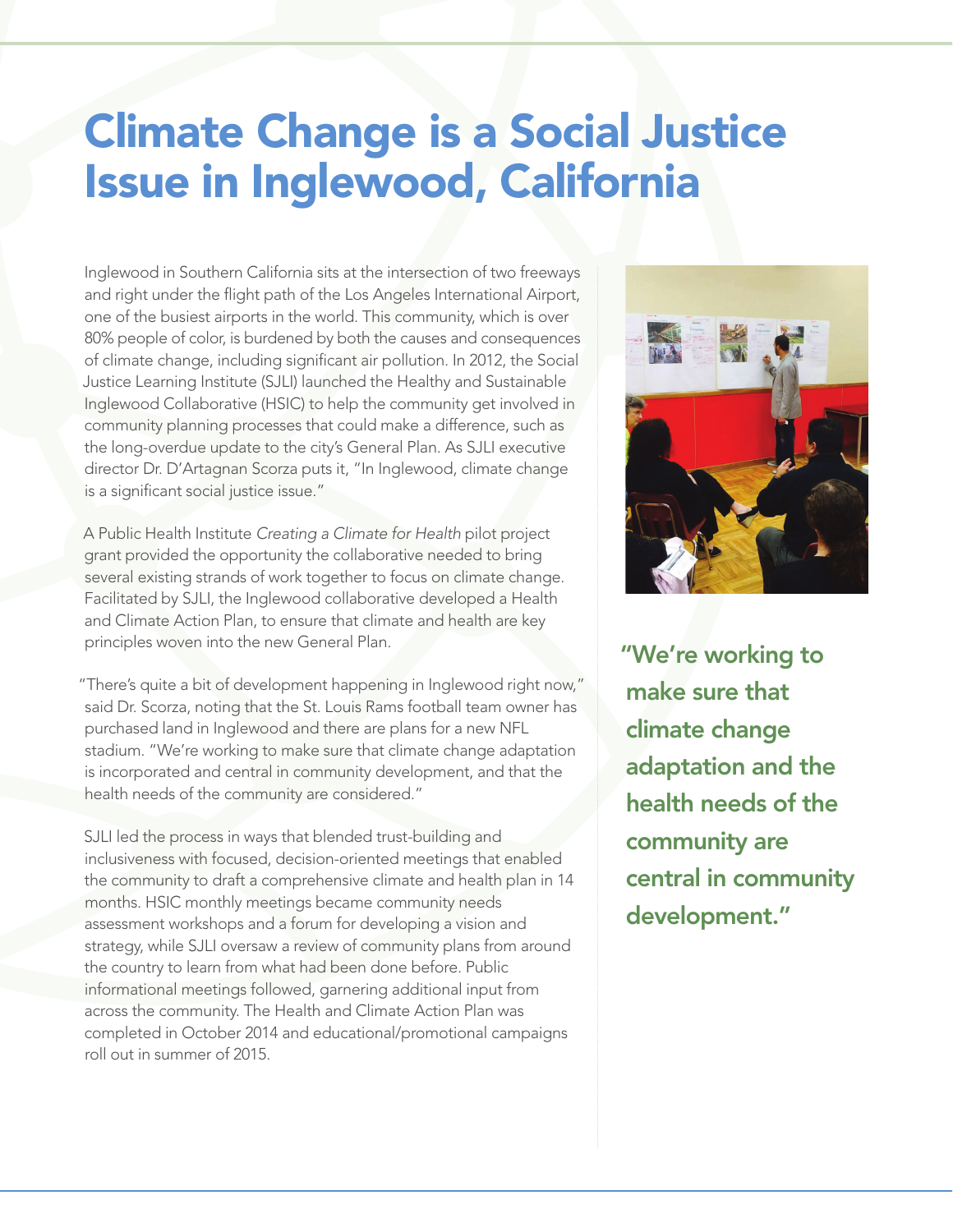# Climate Change is a Social Justice Issue in Inglewood, California

Inglewood in Southern California sits at the intersection of two freeways and right under the flight path of the Los Angeles International Airport, one of the busiest airports in the world. This community, which is over 80% people of color, is burdened by both the causes and consequences of climate change, including significant air pollution. In 2012, the Social Justice Learning Institute (SJLI) launched the Healthy and Sustainable Inglewood Collaborative (HSIC) to help the community get involved in community planning processes that could make a difference, such as the long-overdue update to the city's General Plan. As SJLI executive director Dr. D'Artagnan Scorza puts it, "In Inglewood, climate change is a significant social justice issue."

A Public Health Institute *Creating a Climate for Health* pilot project grant provided the opportunity the collaborative needed to bring several existing strands of work together to focus on climate change. Facilitated by SJLI, the Inglewood collaborative developed a Health and Climate Action Plan, to ensure that climate and health are key principles woven into the new General Plan.

"There's quite a bit of development happening in Inglewood right now," said Dr. Scorza, noting that the St. Louis Rams football team owner has purchased land in Inglewood and there are plans for a new NFL stadium. "We're working to make sure that climate change adaptation is incorporated and central in community development, and that the health needs of the community are considered."

SJLI led the process in ways that blended trust-building and inclusiveness with focused, decision-oriented meetings that enabled the community to draft a comprehensive climate and health plan in 14 months. HSIC monthly meetings became community needs assessment workshops and a forum for developing a vision and strategy, while SJLI oversaw a review of community plans from around the country to learn from what had been done before. Public informational meetings followed, garnering additional input from across the community. The Health and Climate Action Plan was completed in October 2014 and educational/promotional campaigns roll out in summer of 2015.

**"We're working to make sure that climate change adaptation and the health needs of the community are central in community development."**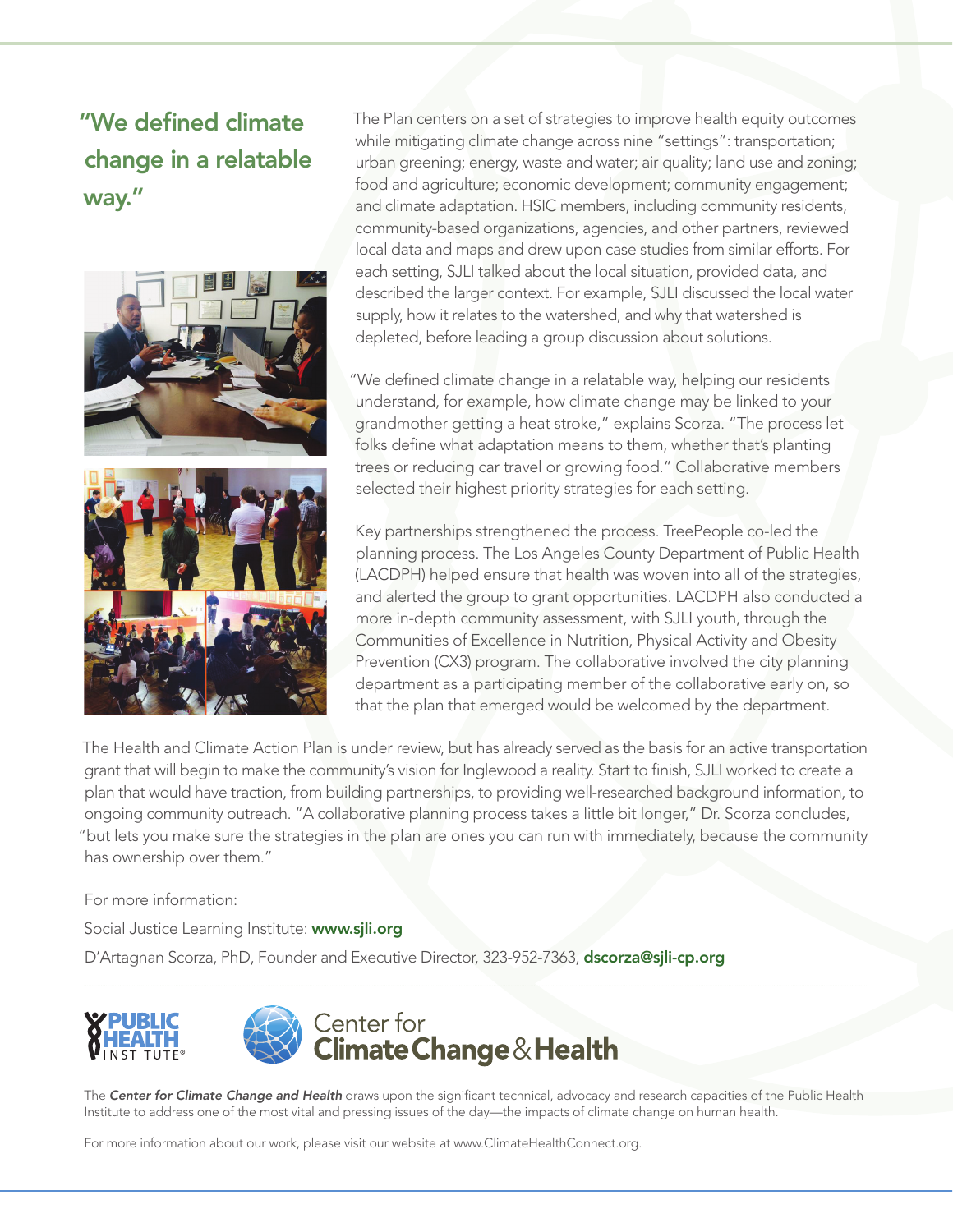## "We defined climate change in a relatable way."

The Plan centers on a set of strategies to improve health equity outcomes while mitigating climate change across nine "settings": transportation; urban greening; energy, waste and water; air quality; land use and zoning; food and agriculture; economic development; community engagement; and climate adaptation. HSIC members, including community residents, community-based organizations, agencies, and other partners, reviewed local data and maps and drew upon case studies from similar efforts. For each setting, SJLI talked about the local situation, provided data, and described the larger context. For example, SJLI discussed the local water supply, how it relates to the watershed, and why that watershed is depleted, before leading a group discussion about solutions.

"We defined climate change in a relatable way, helping our residents understand, for example, how climate change may be linked to your grandmother getting a heat stroke," explains Scorza. "The process let folks define what adaptation means to them, whether that's planting trees or reducing car travel or growing food." Collaborative members selected their highest priority strategies for each setting.

Key partnerships strengthened the process. TreePeople co-led the planning process. The Los Angeles County Department of Public Health (LACDPH) helped ensure that health was woven into all of the strategies, and alerted the group to grant opportunities. LACDPH also conducted a more in-depth community assessment, with SJLI youth, through the Communities of Excellence in Nutrition, Physical Activity and Obesity Prevention (CX3) program. The collaborative involved the city planning department as a participating member of the collaborative early on, so that the plan that emerged would be welcomed by the department.

The Health and Climate Action Plan is under review, but has already served as the basis for an active transportation grant that will begin to make the community's vision for Inglewood a reality. Start to finish, SJLI worked to create a plan that would have traction, from building partnerships, to providing well-researched background information, to ongoing community outreach. "A collaborative planning process takes a little bit longer," Dr. Scorza concludes, "but lets you make sure the strategies in the plan are ones you can run with immediately, because the community has ownership over them."

For more information:

Social Justice Learning Institute: **www.sjli.org**

D'Artagnan Scorza, PhD, Founder and Executive Director, 323-952-7363, **dscorza@sjli-cp.org**

---

PUBLIC HEALTH INSTITUTE®

Center for Climate Change & Health

The ***Center for Climate Change and Health*** draws upon the significant technical, advocacy and research capacities of the Public Health Institute to address one of the most vital and pressing issues of the day—the impacts of climate change on human health.

For more information about our work, please visit our website at www.ClimateHealthConnect.org.